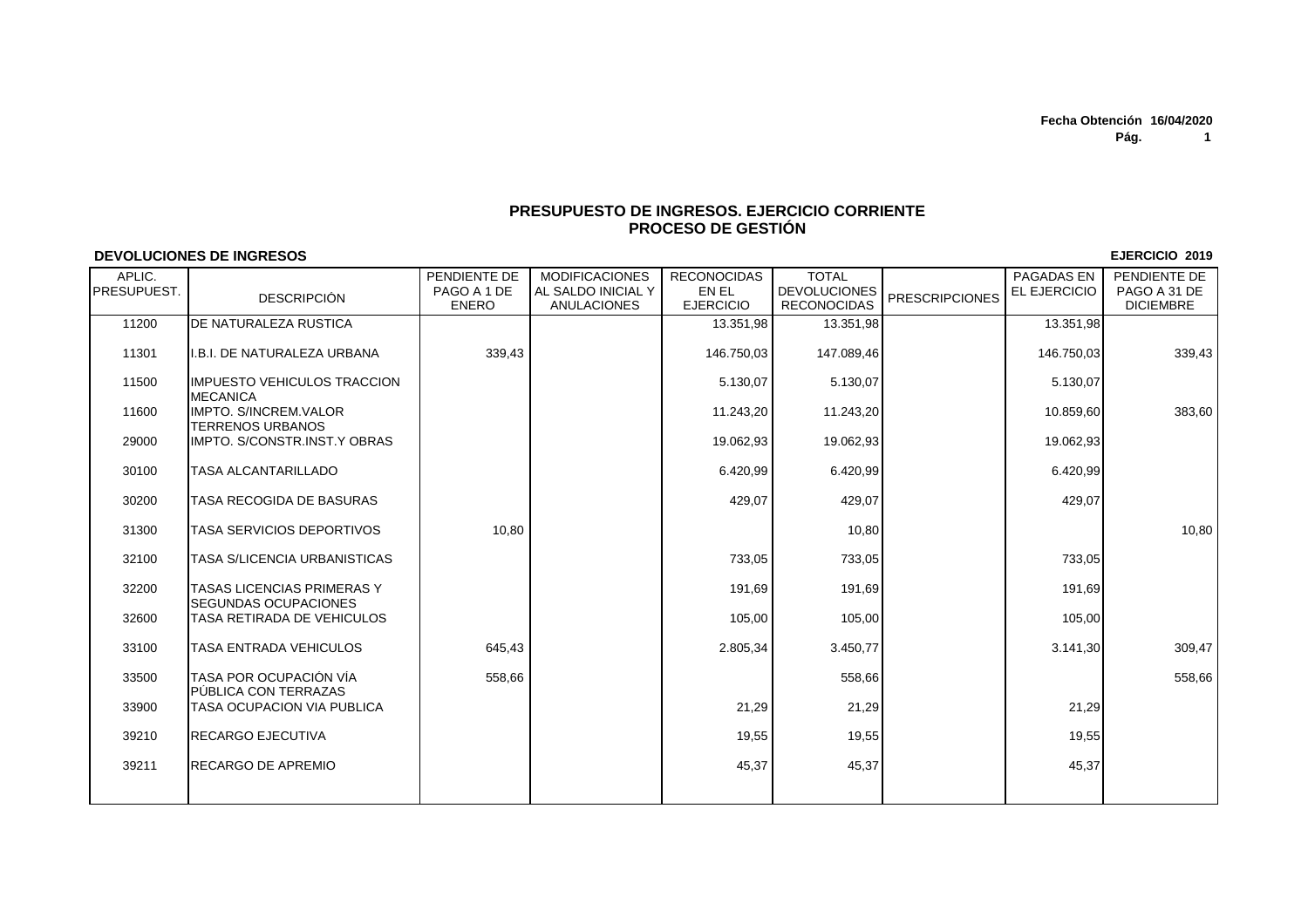Fecha Obtención 16/04/2020

## PRESUPUESTO DE INGRESOS. EJERCICIO CORRIENTE
## PROCESO DE GESTIÓN

**DEVOLUCIONES DE INGRESOS** | **EJERCICIO 2019**

| APLIC. PRESUPUEST. | DESCRIPCIÓN | PENDIENTE DE PAGO A 1 DE ENERO | MODIFICACIONES AL SALDO INICIAL Y ANULACIONES | RECONOCIDAS EN EL EJERCICIO | TOTAL DEVOLUCIONES RECONOCIDAS | PRESCRIPCIONES | PAGADAS EN EL EJERCICIO | PENDIENTE DE PAGO A 31 DE DICIEMBRE |
|---|---|---|---|---|---|---|---|---|
| 11200 | DE NATURALEZA RUSTICA | | | 13.351,98 | 13.351,98 | | 13.351,98 | |
| 11301 | I.B.I. DE NATURALEZA URBANA | 339,43 | | 146.750,03 | 147.089,46 | | 146.750,03 | 339,43 |
| 11500 | IMPUESTO VEHICULOS TRACCION MECANICA | | | 5.130,07 | 5.130,07 | | 5.130,07 | |
| 11600 | IMPTO. S/INCREM.VALOR TERRENOS URBANOS | | | 11.243,20 | 11.243,20 | | 10.859,60 | 383,60 |
| 29000 | IMPTO. S/CONSTR.INST.Y OBRAS | | | 19.062,93 | 19.062,93 | | 19.062,93 | |
| 30100 | TASA ALCANTARILLADO | | | 6.420,99 | 6.420,99 | | 6.420,99 | |
| 30200 | TASA RECOGIDA DE BASURAS | | | 429,07 | 429,07 | | 429,07 | |
| 31300 | TASA SERVICIOS DEPORTIVOS | 10,80 | | | 10,80 | | | 10,80 |
| 32100 | TASA S/LICENCIA URBANISTICAS | | | 733,05 | 733,05 | | 733,05 | |
| 32200 | TASAS LICENCIAS PRIMERAS Y SEGUNDAS OCUPACIONES | | | 191,69 | 191,69 | | 191,69 | |
| 32600 | TASA RETIRADA DE VEHICULOS | | | 105,00 | 105,00 | | 105,00 | |
| 33100 | TASA ENTRADA VEHICULOS | 645,43 | | 2.805,34 | 3.450,77 | | 3.141,30 | 309,47 |
| 33500 | TASA POR OCUPACIÓN VÍA PÚBLICA CON TERRAZAS | 558,66 | | | 558,66 | | | 558,66 |
| 33900 | TASA OCUPACION VIA PUBLICA | | | 21,29 | 21,29 | | 21,29 | |
| 39210 | RECARGO EJECUTIVA | | | 19,55 | 19,55 | | 19,55 | |
| 39211 | RECARGO DE APREMIO | | | 45,37 | 45,37 | | 45,37 | |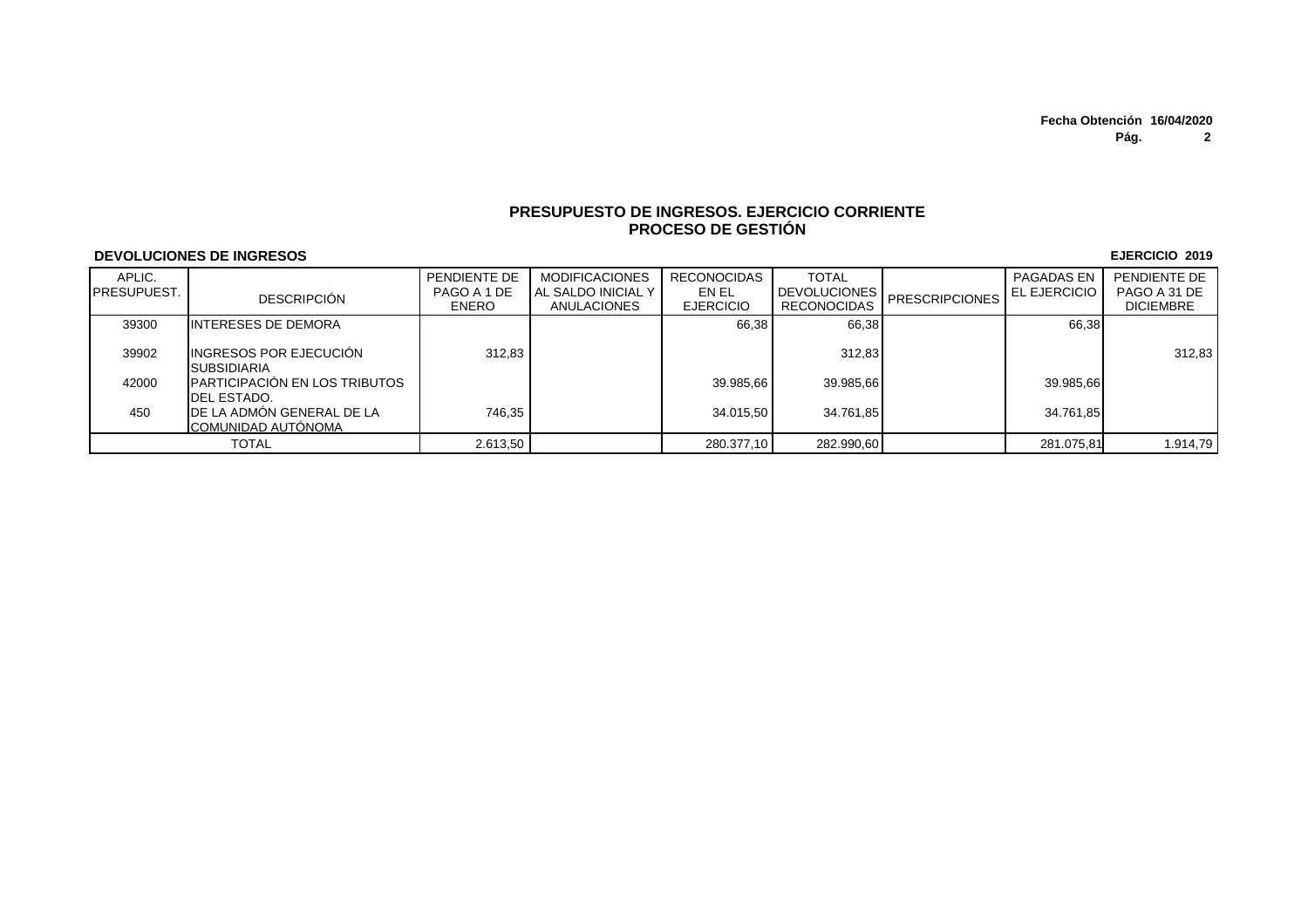Fecha Obtención 16/04/2020

## PRESUPUESTO DE INGRESOS. EJERCICIO CORRIENTE
## PROCESO DE GESTIÓN

**DEVOLUCIONES DE INGRESOS** **EJERCICIO 2019**

| APLIC. PRESUPUEST. | DESCRIPCIÓN | PENDIENTE DE PAGO A 1 DE ENERO | MODIFICACIONES AL SALDO INICIAL Y ANULACIONES | RECONOCIDAS EN EL EJERCICIO | TOTAL DEVOLUCIONES RECONOCIDAS | PRESCRIPCIONES | PAGADAS EN EL EJERCICIO | PENDIENTE DE PAGO A 31 DE DICIEMBRE |
|---|---|---|---|---|---|---|---|---|
| 39300 | INTERESES DE DEMORA | | | 66,38 | 66,38 | | 66,38 | |
| 39902 | INGRESOS POR EJECUCIÓN SUBSIDIARIA | 312,83 | | | 312,83 | | | 312,83 |
| 42000 | PARTICIPACIÓN EN LOS TRIBUTOS DEL ESTADO. | | | 39.985,66 | 39.985,66 | | 39.985,66 | |
| 450 | DE LA ADMÓN GENERAL DE LA COMUNIDAD AUTÓNOMA | 746,35 | | 34.015,50 | 34.761,85 | | 34.761,85 | |
| TOTAL | | 2.613,50 | | 280.377,10 | 282.990,60 | | 281.075,81 | 1.914,79 |